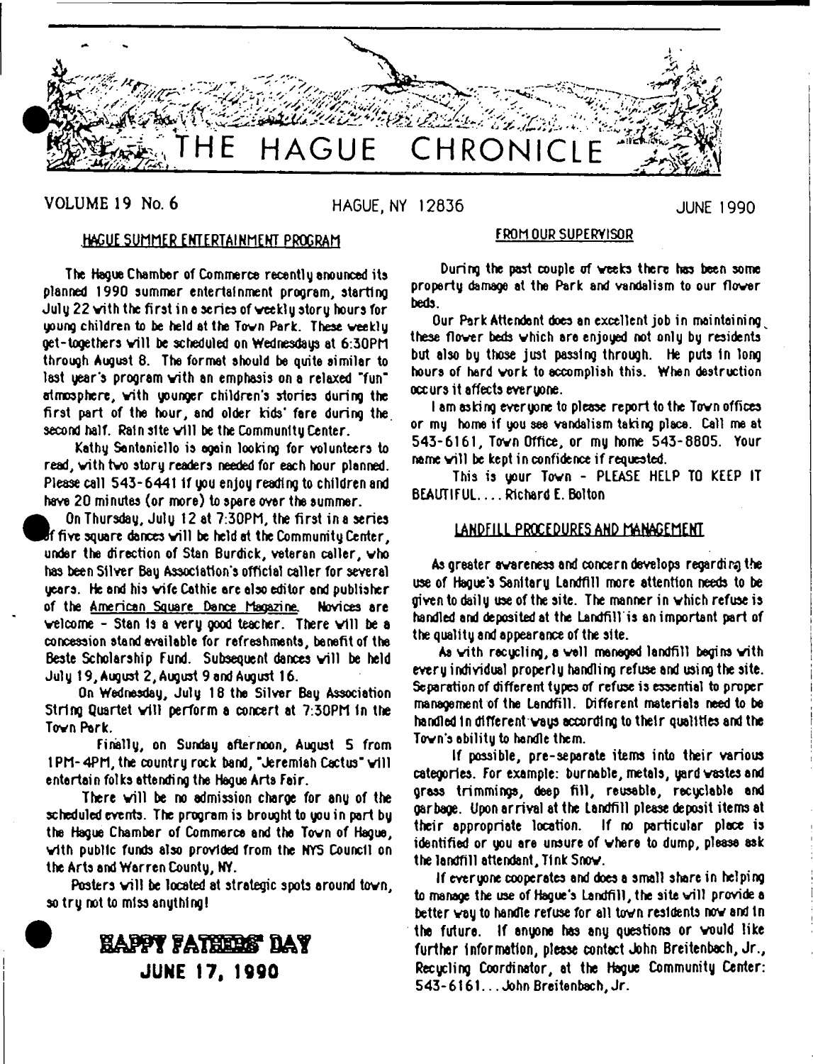# THE HAGUE CHRONICLE

VOLUME 19 No. 6 — HAGUE, NY 12836 — JUNE 1990

## HAGUE SUMMER ENTERTAINMENT PROGRAM

The Hague Chamber of Commerce recently anounced its planned 1990 summer entertainment program, starting July 22 with the first in a series of weekly story hours for young children to be held at the Town Park. These weekly get-togethers will be scheduled on Wednesdays at 6:30PM through August 8. The format should be quite similar to last year's program with an emphasis on a relaxed "fun" atmosphere, with younger children's stories during the first part of the hour, and older kids' fare during the second half. Rain site will be the Community Center.

Kathy Santaniello is again looking for volunteers to read, with two story readers needed for each hour planned. Please call 543-6441 if you enjoy reading to children and have 20 minutes (or more) to spare over the summer.

On Thursday, July 12 at 7:30PM, the first in a series of five square dances will be held at the Community Center, under the direction of Stan Burdick, veteran caller, who has been Silver Bay Association's official caller for several years. He and his wife Cathie are also editor and publisher of the American Square Dance Magazine. Novices are welcome - Stan is a very good teacher. There will be a concession stand available for refreshments, benefit of the Beste Scholarship Fund. Subsequent dances will be held July 19, August 2, August 9 and August 16.

On Wednesday, July 18 the Silver Bay Association String Quartet will perform a concert at 7:30PM in the Town Park.

Finally, on Sunday afternoon, August 5 from 1PM-4PM, the country rock band, "Jeremiah Cactus" will entertain folks attending the Hague Arts Fair.

There will be no admission charge for any of the scheduled events. The program is brought to you in part by the Hague Chamber of Commerce and the Town of Hague, with public funds also provided from the NYS Council on the Arts and Warren County, NY.

Posters will be located at strategic spots around town, so try not to miss anything!

**HAPPY FATHERS' DAY**
**JUNE 17, 1990**

## FROM OUR SUPERVISOR

During the past couple of weeks there has been some property damage at the Park and vandalism to our flower beds.

Our Park Attendant does an excellent job in maintaining these flower beds which are enjoyed not only by residents but also by those just passing through. He puts in long hours of hard work to accomplish this. When destruction occurs it affects everyone.

I am asking everyone to please report to the Town offices or my home if you see vandalism taking place. Call me at 543-6161, Town Office, or my home 543-8805. Your name will be kept in confidence if requested.

This is your Town - PLEASE HELP TO KEEP IT BEAUTIFUL.... Richard E. Bolton

## LANDFILL PROCEDURES AND MANAGEMENT

As greater awareness and concern develops regarding the use of Hague's Sanitary Landfill more attention needs to be given to daily use of the site. The manner in which refuse is handled and deposited at the Landfill is an important part of the quality and appearance of the site.

As with recycling, a well managed landfill begins with every individual properly handling refuse and using the site. Separation of different types of refuse is essential to proper management of the Landfill. Different materials need to be handled in different ways according to their qualities and the Town's ability to handle them.

If possible, pre-separate items into their various categories. For example: burnable, metals, yard wastes and grass trimmings, deep fill, reusable, recyclable and garbage. Upon arrival at the Landfill please deposit items at their appropriate location. If no particular place is identified or you are unsure of where to dump, please ask the landfill attendant, Tink Snow.

If everyone cooperates and does a small share in helping to manage the use of Hague's Landfill, the site will provide a better way to handle refuse for all town residents now and in the future. If anyone has any questions or would like further information, please contact John Breitenbach, Jr., Recycling Coordinator, at the Hague Community Center: 543-6161... John Breitenbach, Jr.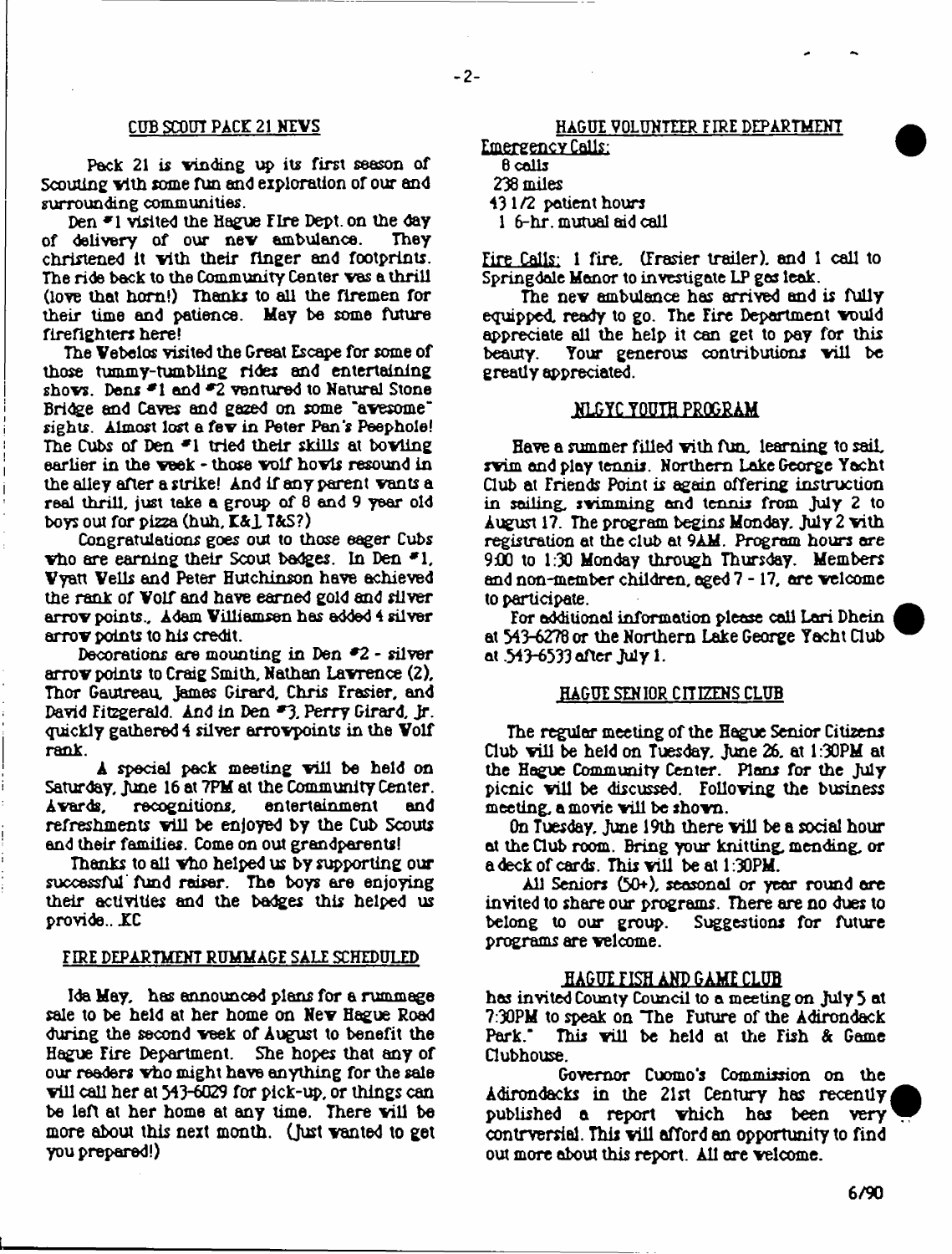## CUB SCOUT PACK 21 NEWS

Pack 21 is winding up its first season of Scouting with some fun and exploration of our and surrounding communities.

Den #1 visited the Hague Fire Dept. on the day of delivery of our new ambulance. They christened it with their finger and footprints. The ride back to the Community Center was a thrill (love that horn!) Thanks to all the firemen for their time and patience. May be some future firefighters here!

The Webelos visited the Great Escape for some of those tummy-tumbling rides and entertaining shows. Dens #1 and #2 ventured to Natural Stone Bridge and Caves and gazed on some "awesome" sights. Almost lost a few in Peter Pan's Peephole! The Cubs of Den #1 tried their skills at bowling earlier in the week - those wolf howls resound in the alley after a strike! And if any parent wants a real thrill, just take a group of 8 and 9 year old boys out for pizza (huh, K&J, T&S?)

Congratulations goes out to those eager Cubs who are earning their Scout badges. In Den #1, Wyatt Wells and Peter Hutchinson have achieved the rank of Wolf and have earned gold and silver arrow points., Adam Williamsen has added 4 silver arrow points to his credit.

Decorations are mounting in Den #2 - silver arrow points to Craig Smith, Nathan Lawrence (2), Thor Gautreau, James Girard, Chris Frasier, and David Fitzgerald. And in Den #3, Perry Girard, Jr. quickly gathered 4 silver arrowpoints in the Wolf rank.

A special pack meeting will be held on Saturday, June 16 at 7PM at the Community Center. Awards, recognitions, entertainment and refreshments will be enjoyed by the Cub Scouts and their families. Come on out grandparents!

Thanks to all who helped us by supporting our successful fund raiser. The boys are enjoying their activities and the badges this helped us provide.. KC

## FIRE DEPARTMENT RUMMAGE SALE SCHEDULED

Ida May, has announced plans for a rummage sale to be held at her home on New Hague Road during the second week of August to benefit the Hague Fire Department. She hopes that any of our readers who might have anything for the sale will call her at 543-6029 for pick-up, or things can be left at her home at any time. There will be more about this next month. (Just wanted to get you prepared!)

## HAGUE VOLUNTEER FIRE DEPARTMENT

Emergency Calls:
8 calls
238 miles
43 1/2 patient hours
1 6-hr. mutual aid call

Fire Calls: 1 fire, (Frasier trailer), and 1 call to Springdale Manor to investigate LP gas leak.

The new ambulance has arrived and is fully equipped, ready to go. The Fire Department would appreciate all the help it can get to pay for this beauty. Your generous contributions will be greatly appreciated.

## NLGYC YOUTH PROGRAM

Have a summer filled with fun, learning to sail, swim and play tennis. Northern Lake George Yacht Club at Friends Point is again offering instruction in sailing, swimming and tennis from July 2 to August 17. The program begins Monday, July 2 with registration at the club at 9AM. Program hours are 9:00 to 1:30 Monday through Thursday. Members and non-member children, aged 7 - 17, are welcome to participate.

For additional information please call Lari Dhein at 543-6278 or the Northern Lake George Yacht Club at 543-6533 after July 1.

## HAGUE SENIOR CITIZENS CLUB

The regular meeting of the Hague Senior Citizens Club will be held on Tuesday, June 26, at 1:30PM at the Hague Community Center. Plans for the July picnic will be discussed. Following the business meeting, a movie will be shown.

On Tuesday, June 19th there will be a social hour at the Club room. Bring your knitting, mending, or a deck of cards. This will be at 1:30PM.

All Seniors (50+), seasonal or year round are invited to share our programs. There are no dues to belong to our group. Suggestions for future programs are welcome.

## HAGUE FISH AND GAME CLUB

has invited County Council to a meeting on July 5 at 7:30PM to speak on "The Future of the Adirondack Park." This will be held at the Fish & Game Clubhouse.

Governor Cuomo's Commission on the Adirondacks in the 21st Century has recently published a report which has been very contrversial. This will afford an opportunity to find out more about this report. All are welcome.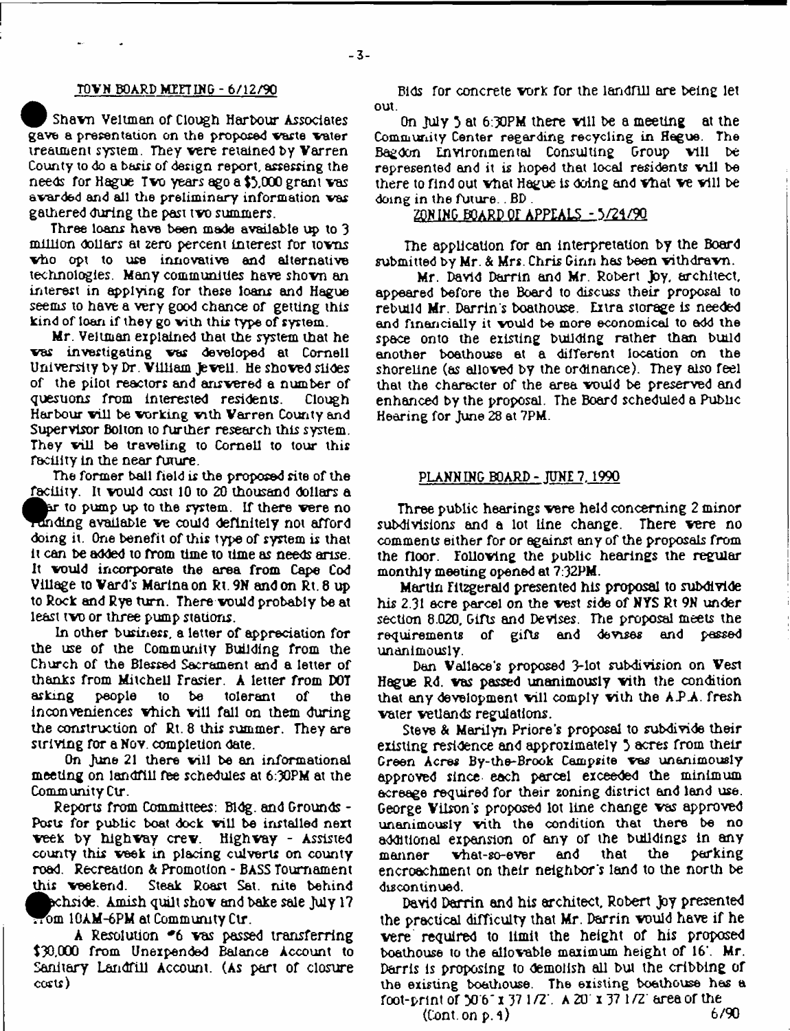## TOWN BOARD MEETING - 6/12/90

Shawn Veltman of Clough Harbour Associates gave a presentation on the proposed waste water treatment system. They were retained by Warren County to do a basis of design report, assessing the needs for Hague. Two years ago a $5,000 grant was awarded and all the preliminary information was gathered during the past two summers.

Three loans have been made available up to 3 million dollars at zero percent interest for towns who opt to use innovative and alternative technologies. Many communities have shown an interest in applying for these loans and Hague seems to have a very good chance of getting this kind of loan if they go with this type of system.

Mr. Veltman explained that the system that he was investigating was developed at Cornell University by Dr. William Jewell. He showed slides of the pilot reactors and answered a number of questions from interested residents. Clough Harbour will be working with Warren County and Supervisor Bolton to further research this system. They will be traveling to Cornell to tour this facility in the near future.

The former ball field is the proposed site of the facility. It would cost 10 to 20 thousand dollars a year to pump up to the system. If there were no funding available we could definitely not afford doing it. One benefit of this type of system is that it can be added to from time to time as needs arise. It would incorporate the area from Cape Cod Village to Ward's Marina on Rt. 9N and on Rt. 8 up to Rock and Rye turn. There would probably be at least two or three pump stations.

In other business, a letter of appreciation for the use of the Community Building from the Church of the Blessed Sacrament and a letter of thanks from Mitchell Frasier. A letter from DOT asking people to be tolerant of the inconveniences which will fall on them during the construction of Rt. 8 this summer. They are striving for a Nov. completion date.

On June 21 there will be an informational meeting on landfill fee schedules at 6:30PM at the Community Ctr.

Reports from Committees: Bldg. and Grounds - Posts for public boat dock will be installed next week by highway crew. Highway - Assisted county this week in placing culverts on county road. Recreation & Promotion - BASS Tournament this weekend. Steak Roast Sat. nite behind Beachside. Amish quilt show and bake sale July 17 from 10AM-6PM at Community Ctr.

A Resolution #6 was passed transferring $30,000 from Unexpended Balance Account to Sanitary Landfill Account. (As part of closure costs)

Bids for concrete work for the landfill are being let out.

On July 5 at 6:30PM there will be a meeting at the Community Center regarding recycling in Hague. The Bagdon Environmental Consulting Group will be represented and it is hoped that local residents will be there to find out what Hague is doing and what we will be doing in the future.. BD.

## ZONING BOARD OF APPEALS - 5/24/90

The application for an interpretation by the Board submitted by Mr. & Mrs. Chris Ginn has been withdrawn.

Mr. David Darrin and Mr. Robert Joy, architect, appeared before the Board to discuss their proposal to rebuild Mr. Darrin's boathouse. Extra storage is needed and financially it would be more economical to add the space onto the existing building rather than build another boathouse at a different location on the shoreline (as allowed by the ordinance). They also feel that the character of the area would be preserved and enhanced by the proposal. The Board scheduled a Public Hearing for June 28 at 7PM.

## PLANNING BOARD - JUNE 7, 1990

Three public hearings were held concerning 2 minor subdivisions and a lot line change. There were no comments either for or against any of the proposals from the floor. Following the public hearings the regular monthly meeting opened at 7:32PM.

Martin Fitzgerald presented his proposal to subdivide his 2.31 acre parcel on the west side of NYS Rt 9N under section 8.020, Gifts and Devises. The proposal meets the requirements of gifts and devises and passed unanimously.

Dan Wallace's proposed 3-lot subdivision on West Hague Rd. was passed unanimously with the condition that any development will comply with the A.P.A. fresh water wetlands regulations.

Steve & Marilyn Priore's proposal to subdivide their existing residence and approximately 5 acres from their Green Acres By-the-Brook Campsite was unanimously approved since each parcel exceeded the minimum acreage required for their zoning district and land use. George Wilson's proposed lot line change was approved unanimously with the condition that there be no additional expansion of any of the buildings in any manner what-so-ever and that the parking encroachment on their neighbor's land to the north be discontinued.

David Darrin and his architect, Robert Joy presented the practical difficulty that Mr. Darrin would have if he were required to limit the height of his proposed boathouse to the allowable maximum height of 16'. Mr. Darris is proposing to demolish all but the cribbing of the existing boathouse. The existing boathouse has a foot-print of 30'6" x 37 1/2'. A 20' x 37 1/2' area of the

(Cont. on p. 4)

6/90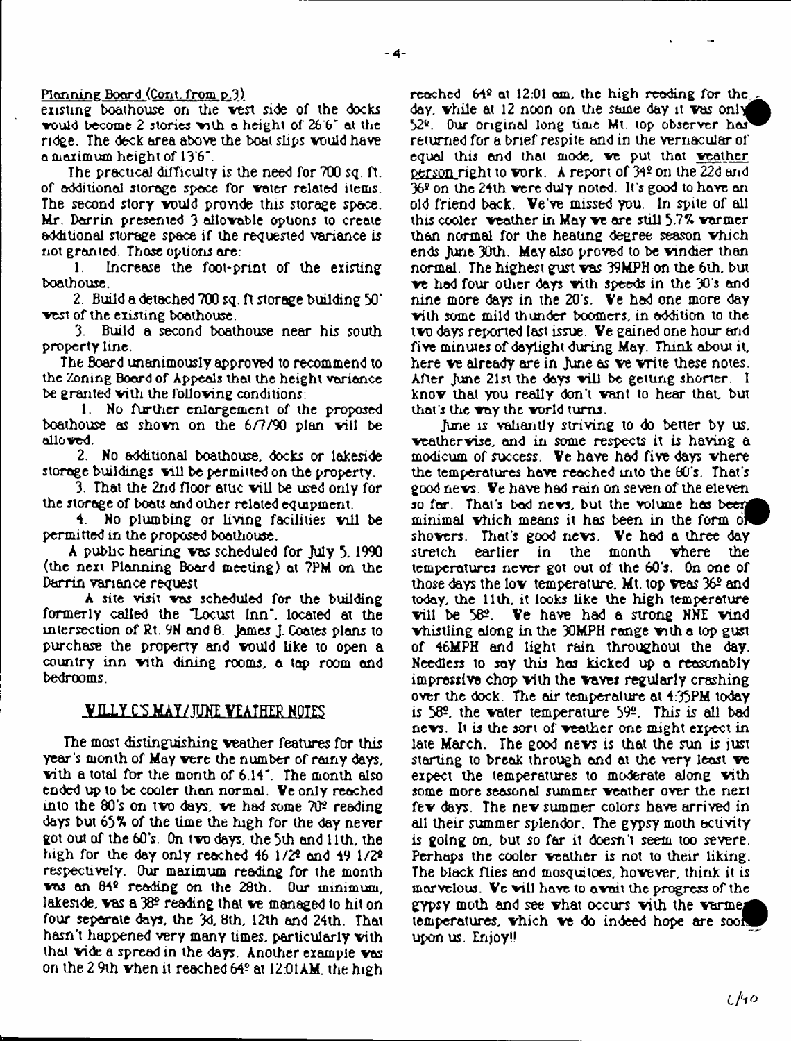Planning Board (Cont. from p.3)

existing boathouse on the west side of the docks would become 2 stories with a height of 26'6" at the ridge. The deck area above the boat slips would have a maximum height of 13'6".

The practical difficulty is the need for 700 sq. ft. of additional storage space for water related items. The second story would provide this storage space. Mr. Darrin presented 3 allowable options to create additional storage space if the requested variance is not granted. Those options are:

1. Increase the foot-print of the existing boathouse.

2. Build a detached 700 sq. ft storage building 50' west of the existing boathouse.

3. Build a second boathouse near his south property line.

The Board unanimously approved to recommend to the Zoning Board of Appeals that the height variance be granted with the following conditions:

1. No further enlargement of the proposed boathouse as shown on the 6/7/90 plan will be allowed.

2. No additional boathouse, docks or lakeside storage buildings will be permitted on the property.

3. That the 2nd floor attic will be used only for the storage of boats and other related equipment.

4. No plumbing or living facilities will be permitted in the proposed boathouse.

A public hearing was scheduled for July 5, 1990 (the next Planning Board meeting) at 7PM on the Darrin variance request.

A site visit was scheduled for the building formerly called the "Locust Inn", located at the intersection of Rt. 9N and 8. James J. Coates plans to purchase the property and would like to open a country inn with dining rooms, a tap room and bedrooms.

## WILLY C'S MAY/JUNE WEATHER NOTES

The most distinguishing weather features for this year's month of May were the number of rainy days, with a total for the month of 6.14". The month also ended up to be cooler than normal. We only reached into the 80's on two days, we had some 70º reading days but 65% of the time the high for the day never got out of the 60's. On two days, the 5th and 11th, the high for the day only reached 46 1/2º and 49 1/2º respectively. Our maximum reading for the month was an 84º reading on the 28th. Our minimum, lakeside, was a 38º reading that we managed to hit on four separate days, the 3d, 8th, 12th and 24th. That hasn't happened very many times, particularly with that wide a spread in the days. Another example was on the 29th when it reached 64º at 12:01AM, the high reading for the day, while at 12 noon on the same day it was only 52º. Our original long time Mt. top observer has returned for a brief respite and in the vernacular of equal this and that mode, we put that weather person right to work. A report of 34º on the 22d and 36º on the 24th were duly noted. It's good to have an old friend back. We've missed you. In spite of all this cooler weather in May we are still 5.7% warmer than normal for the heating degree season which ends June 30th. May also proved to be windier than normal. The highest gust was 39MPH on the 6th, but we had four other days with speeds in the 30's and nine more days in the 20's. We had one more day with some mild thunder boomers, in addition to the two days reported last issue. We gained one hour and five minutes of daylight during May. Think about it, here we already are in June as we write these notes. After June 21st the days will be getting shorter. I know that you really don't want to hear that, but that's the way the world turns.

June is valiantly striving to do better by us, weatherwise, and in some respects it is having a modicum of success. We have had five days where the temperatures have reached into the 80's. That's good news. We have had rain on seven of the eleven so far. That's bad news, but the volume has been minimal which means it has been in the form of showers. That's good news. We had a three day stretch earlier in the month where the temperatures never got out of the 60's. On one of those days the low temperature, Mt. top was 36º and today, the 11th, it looks like the high temperature will be 58º. We have had a strong NNE wind whistling along in the 30MPH range with a top gust of 46MPH and light rain throughout the day. Needless to say this has kicked up a reasonably impressive chop with the waves regularly crashing over the dock. The air temperature at 4:35PM today is 58º, the water temperature 59º. This is all bad news. It is the sort of weather one might expect in late March. The good news is that the sun is just starting to break through and at the very least we expect the temperatures to moderate along with some more seasonal summer weather over the next few days. The new summer colors have arrived in all their summer splendor. The gypsy moth activity is going on, but so far it doesn't seem too severe. Perhaps the cooler weather is not to their liking. The black flies and mosquitoes, however, think it is marvelous. We will have to await the progress of the gypsy moth and see what occurs with the warmer temperatures, which we do indeed hope are soon upon us. Enjoy!!

L/40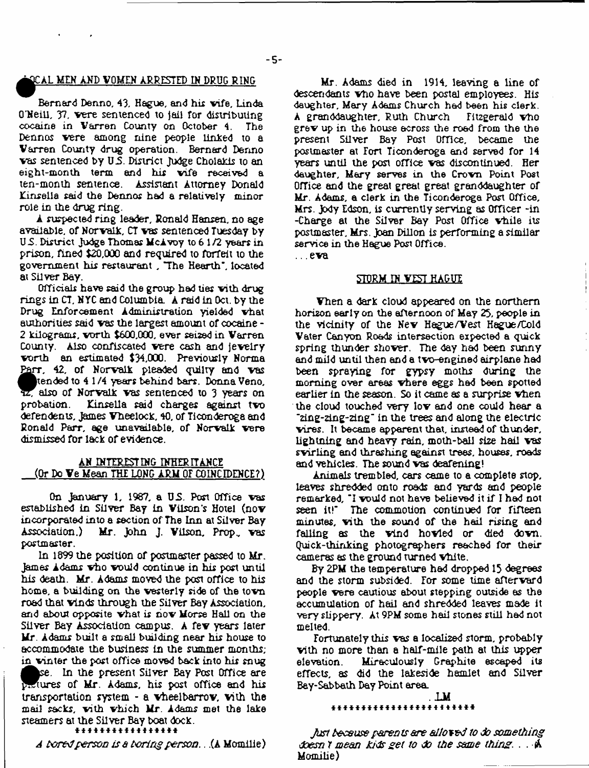## LOCAL MEN AND WOMEN ARRESTED IN DRUG RING

Bernard Denno, 43, Hague, and his wife, Linda O'Neill, 37, were sentenced to jail for distributing cocaine in Warren County on October 4. The Dennos were among nine people linked to a Warren County drug operation. Bernard Denno was sentenced by U.S. District Judge Cholakis to an eight-month term and his wife received a ten-month sentence. Assistant Attorney Donald Kinsella said the Dennos had a relatively minor role in the drug ring.

A suspected ring leader, Ronald Hansen, no age available, of Norwalk, CT was sentenced Tuesday by U.S. District Judge Thomas McAvoy to 6 1/2 years in prison, fined $20,000 and required to forfeit to the government his restaurant , "The Hearth", located at Silver Bay.

Officials have said the group had ties with drug rings in CT, NYC and Columbia. A raid in Oct. by the Drug Enforcement Administration yielded what authorities said was the largest amount of cocaine - 2 kilograms, worth $600,000, ever seized in Warren County. Also confiscated were cash and jewelry worth an estimated $34,000. Previously Norma Parr, 42, of Norwalk pleaded guilty and was sentenced to 4 1/4 years behind bars. Donna Veno, 42, also of Norwalk was sentenced to 3 years on probation. Kinsella said charges against two defendants, James Wheelock, 40, of Ticonderoga and Ronald Parr, age unavailable, of Norwalk were dismissed for lack of evidence.

## AN INTERESTING INHERITANCE
### (Or Do We Mean THE LONG ARM OF COINCIDENCE?)

On January 1, 1987, a U.S. Post Office was established in Silver Bay in Wilson's Hotel (now incorporated into a section of The Inn at Silver Bay Association.) Mr. John J. Wilson, Prop., was postmaster.

In 1899 the position of postmaster passed to Mr. James Adams who would continue in his post until his death. Mr. Adams moved the post office to his home, a building on the westerly side of the town road that winds through the Silver Bay Association, and about opposite what is now Morse Hall on the Silver Bay Association campus. A few years later Mr. Adams built a small building near his house to accommodate the business in the summer months; in winter the post office moved back into his snug house. In the present Silver Bay Post Office are pictures of Mr. Adams, his post office and his transportation system - a wheelbarrow, with the mail sacks, with which Mr. Adams met the lake steamers at the Silver Bay boat dock.

Mr. Adams died in 1914, leaving a line of descendants who have been postal employees. His daughter, Mary Adams Church had been his clerk. A granddaughter, Ruth Church Fitzgerald who grew up in the house across the road from the the present Silver Bay Post Office, became the postmaster at Fort Ticonderoga and served for 14 years until the post office was discontinued. Her daughter, Mary serves in the Crown Point Post Office and the great great great granddaughter of Mr. Adams, a clerk in the Ticonderoga Post Office, Mrs. Jody Edson, is currently serving as Officer -in -Charge at the Silver Bay Post Office while its postmaster, Mrs. Joan Dillon is performing a similar service in the Hague Post Office.

...ewa

*****************

*A bored person is a boring person*...(A Momilie)

## STORM IN WEST HAGUE

When a dark cloud appeared on the northern horizon early on the afternoon of May 25, people in the vicinity of the New Hague/West Hague/Cold Water Canyon Roads intersection expected a quick spring thunder shower. The day had been sunny and mild until then and a two-engined airplane had been spraying for gypsy moths during the morning over areas where eggs had been spotted earlier in the season. So it came as a surprise when the cloud touched very low and one could hear a "zing-zing-zing" in the trees and along the electric wires. It became apparent that, instead of thunder, lightning and heavy rain, moth-ball size hail was swirling and thrashing against trees, houses, roads and vehicles. The sound was deafening!

Animals trembled, cars came to a complete stop, leaves shredded onto roads and yards and people remarked, "I would not have believed it if I had not seen it!" The commotion continued for fifteen minutes, with the sound of the hail rising and falling as the wind howled or died down. Quick-thinking photographers reached for their cameras as the ground turned white.

By 2PM the temperature had dropped 15 degrees and the storm subsided. For some time afterward people were cautious about stepping outside as the accumulation of hail and shredded leaves made it very slippery. At 9PM some hail stones still had not melted.

Fortunately this was a localized storm, probably with no more than a half-mile path at this upper elevation. Miraculously Graphite escaped its effects, as did the lakeside hamlet and Silver Bay-Sabbath Day Point area.

..LM

***********************

*Just because parents are allowed to do something doesn't mean kids get to do the same thing*. . . A Momilie)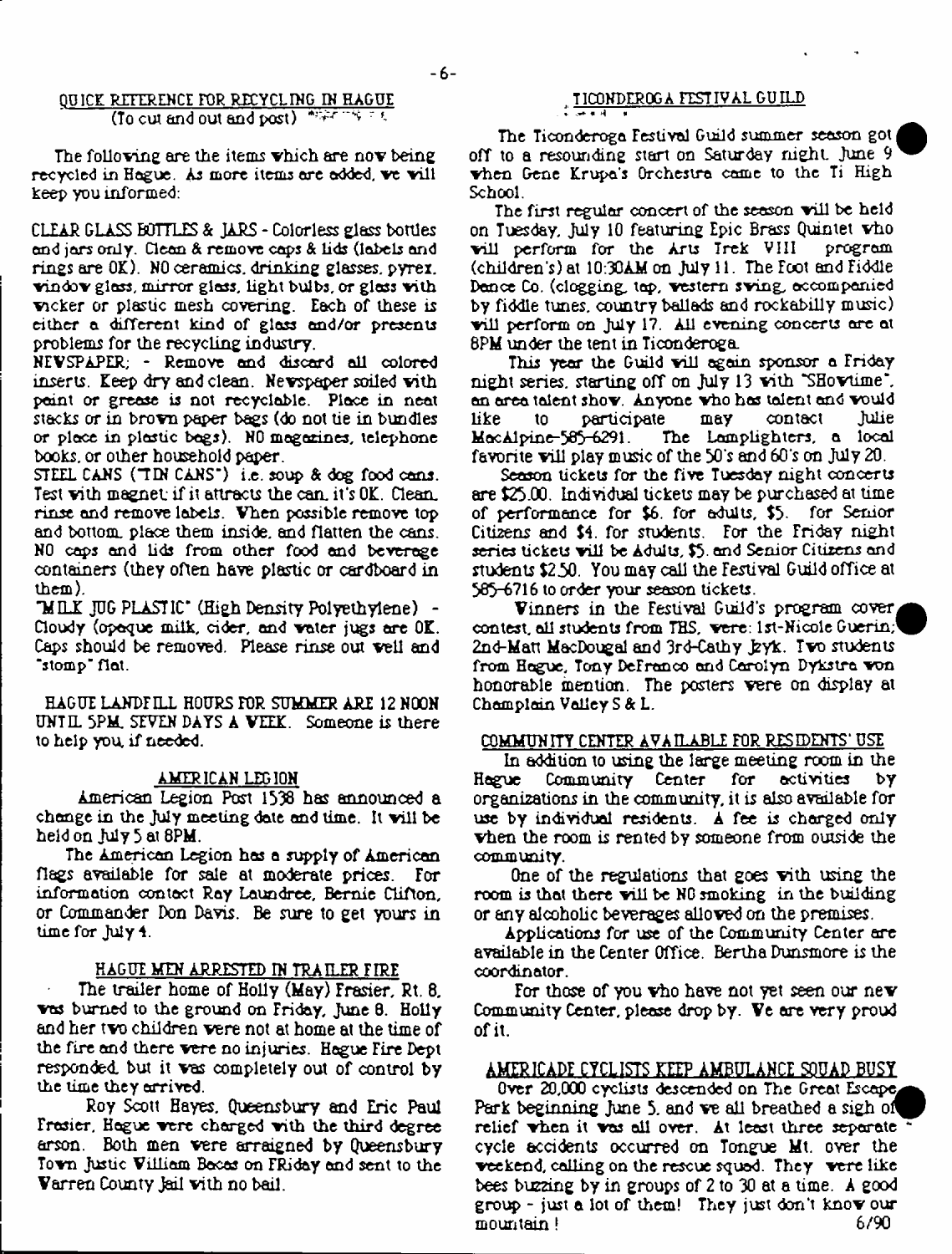## QUICK REFERENCE FOR RECYCLING IN HAGUE

(To cut and out and post)

The following are the items which are now being recycled in Hague. As more items are added, we will keep you informed:

CLEAR GLASS BOTTLES & JARS - Colorless glass bottles and jars only. Clean & remove caps & lids (labels and rings are OK). NO ceramics, drinking glasses, pyrex, window glass, mirror glass, light bulbs, or glass with wicker or plastic mesh covering. Each of these is either a different kind of glass and/or presents problems for the recycling industry.

NEWSPAPER; - Remove and discard all colored inserts. Keep dry and clean. Newspaper soiled with paint or grease is not recyclable. Place in neat stacks or in brown paper bags (do not tie in bundles or place in plastic bags). NO magazines, telephone books, or other household paper.

STEEL CANS ("TIN CANS") i.e. soup & dog food cans. Test with magnet: if it attracts the can, it's OK. Clean, rinse and remove labels. When possible remove top and bottom, place them inside, and flatten the cans. NO caps and lids from other food and beverage containers (they often have plastic or cardboard in them).

"MILK JUG PLASTIC" (High Density Polyethylene) - Cloudy (opaque milk, cider, and water jugs are OK. Caps should be removed. Please rinse out well and "stomp" flat.

HAGUE LANDFILL HOURS FOR SUMMER ARE 12 NOON UNTIL 5PM, SEVEN DAYS A WEEK. Someone is there to help you, if needed.

## AMERICAN LEGION

American Legion Post 1538 has announced a change in the July meeting date and time. It will be held on July 5 at 8PM.

The American Legion has a supply of American flags available for sale at moderate prices. For information contact Ray Laundree, Bernie Clifton, or Commander Don Davis. Be sure to get yours in time for July 4.

## HAGUE MEN ARRESTED IN TRAILER FIRE

The trailer home of Holly (May) Frasier, Rt. 8, was burned to the ground on Friday, June 8. Holly and her two children were not at home at the time of the fire and there were no injuries. Hague Fire Dept responded, but it was completely out of control by the time they arrived.

Roy Scott Hayes, Queensbury and Eric Paul Frasier, Hague were charged with the third degree arson. Both men were arraigned by Queensbury Town Justice William Bacas on FRiday and sent to the Warren County Jail with no bail.

## TICONDEROGA FESTIVAL GUILD

The Ticonderoga Festival Guild summer season got off to a resounding start on Saturday night, June 9 when Gene Krupa's Orchestra came to the Ti High School.

The first regular concert of the season will be held on Tuesday, July 10 featuring Epic Brass Quintet who will perform for the Arts Trek VIII program (children's) at 10:30AM on July 11. The Foot and Fiddle Dance Co. (clogging, tap, western swing, accompanied by fiddle tunes, country ballads and rockabilly music) will perform on July 17. All evening concerts are at 8PM under the tent in Ticonderoga.

This year the Guild will again sponsor a Friday night series, starting off on July 13 with "SHowtime", an area talent show. Anyone who has talent and would like to participate may contact Julie MacAlpine-585-6291. The Lamplighters, a local favorite will play music of the 50's and 60's on July 20.

Season tickets for the five Tuesday night concerts are \$25.00. Individual tickets may be purchased at time of performance for \$6. for adults, \$5. for Senior Citizens and \$4. for students. For the Friday night series tickets will be Adults, \$5. and Senior Citizens and students \$2.50. You may call the Festival Guild office at 585-6716 to order your season tickets.

Winners in the Festival Guild's program cover contest, all students from THS, were: 1st-Nicole Guerin; 2nd-Matt MacDougal and 3rd-Cathy Jzyk. Two students from Hague, Tony DeFranco and Carolyn Dykstra won honorable mention. The posters were on display at Champlain Valley S & L.

## COMMUNITY CENTER AVAILABLE FOR RESIDENTS' USE

In addition to using the large meeting room in the Hague Community Center for activities by organizations in the community, it is also available for use by individual residents. A fee is charged only when the room is rented by someone from outside the community.

One of the regulations that goes with using the room is that there will be NO smoking in the building or any alcoholic beverages allowed on the premises.

Applications for use of the Community Center are available in the Center Office. Bertha Dunsmore is the coordinator.

For those of you who have not yet seen our new Community Center, please drop by. We are very proud of it.

## AMERICADE CYCLISTS KEEP AMBULANCE SQUAD BUSY

Over 20,000 cyclists descended on The Great Escape Park beginning June 5, and we all breathed a sigh of relief when it was all over. At least three separate cycle accidents occurred on Tongue Mt. over the weekend, calling on the rescue squad. They were like bees buzzing by in groups of 2 to 30 at a time. A good group - just a lot of them! They just don't know our mountain! 6/90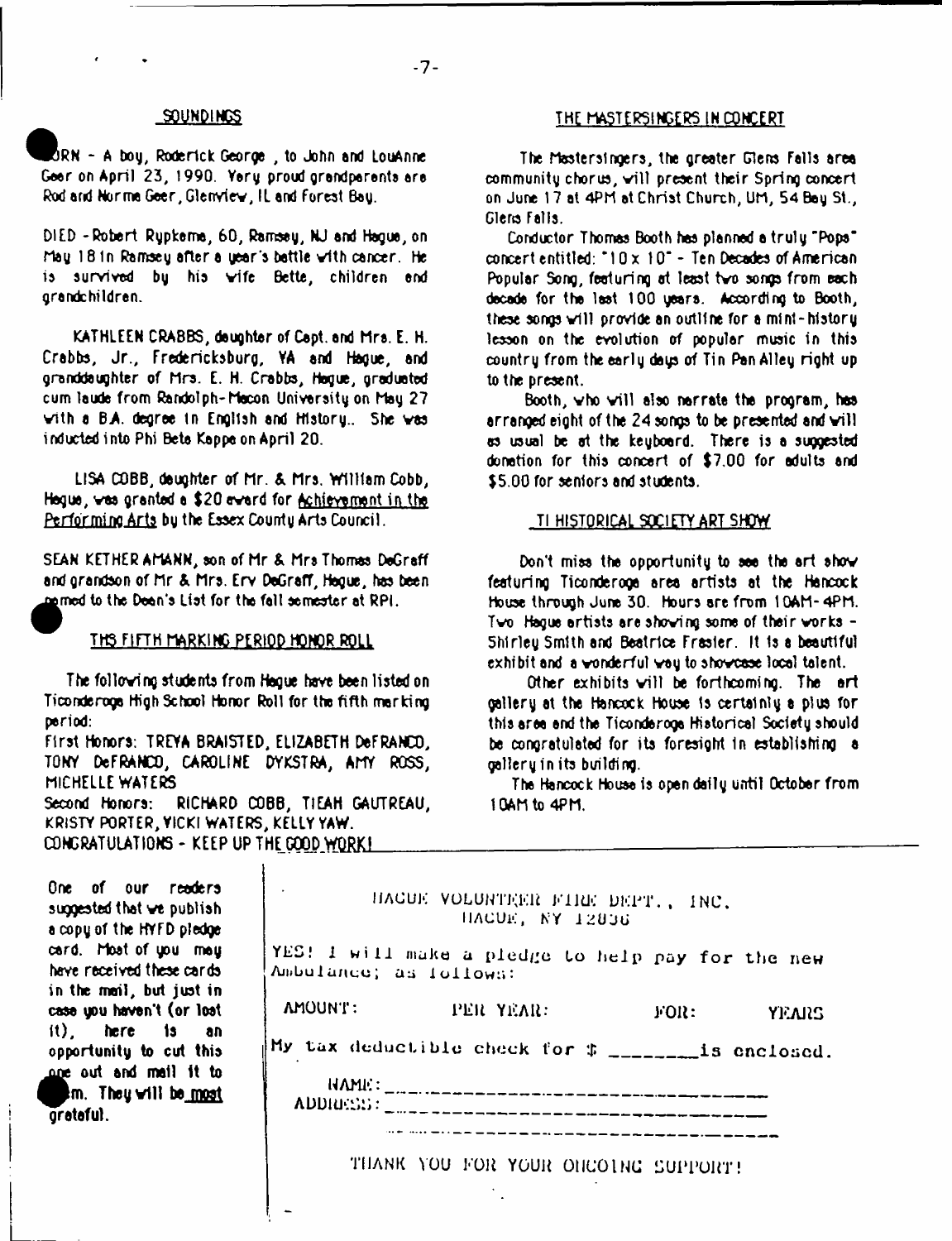## SOUNDINGS

BORN - A boy, Roderick George , to John and LouAnne Geer on April 23, 1990. Very proud grandparents are Rod and Norma Geer, Glenview, IL and Forest Bay.

DIED - Robert Rypkema, 60, Ramsey, NJ and Hague, on May 18 in Ramsey after a year's battle with cancer. He is survived by his wife Bette, children and grandchildren.

KATHLEEN CRABBS, daughter of Capt. and Mrs. E. H. Crabbs, Jr., Fredericksburg, VA and Hague, and granddaughter of Mrs. E. H. Crabbs, Hague, graduated cum laude from Randolph-Macon University on May 27 with a B.A. degree in English and History.. She was inducted into Phi Beta Kappa on April 20.

LISA COBB, daughter of Mr. & Mrs. William Cobb, Hague, was granted a $20 award for Achievement in the Performing Arts by the Essex County Arts Council.

SEAN KETHER AMANN, son of Mr & Mrs Thomas DeGraff and grandson of Mr & Mrs. Erv DeGraff, Hague, has been named to the Dean's List for the fall semester at RPI.

## THS FIFTH MARKING PERIOD HONOR ROLL

The following students from Hague have been listed on Ticonderoga High School Honor Roll for the fifth marking period:

First Honors: TREVA BRAISTED, ELIZABETH DeFRANCO, TONY DeFRANCO, CAROLINE DYKSTRA, AMY ROSS, MICHELLE WATERS

Second Honors: RICHARD COBB, TIEAH GAUTREAU, KRISTY PORTER, VICKI WATERS, KELLY YAW.

CONGRATULATIONS - KEEP UP THE GOOD WORK!

## THE MASTERSINGERS IN CONCERT

The Mastersingers, the greater Glens Falls area community chorus, will present their Spring concert on June 17 at 4PM at Christ Church, UM, 54 Bay St., Glens Falls.

Conductor Thomas Booth has planned a truly "Pops" concert entitled: "10 x 10" - Ten Decades of American Popular Song, featuring at least two songs from each decade for the last 100 years. According to Booth, these songs will provide an outline for a mini-history lesson on the evolution of popular music in this country from the early days of Tin Pan Alley right up to the present.

Booth, who will also narrate the program, has arranged eight of the 24 songs to be presented and will as usual be at the keyboard. There is a suggested donation for this concert of $7.00 for adults and $5.00 for seniors and students.

## TI HISTORICAL SOCIETY ART SHOW

Don't miss the opportunity to see the art show featuring Ticonderoga area artists at the Hancock House through June 30. Hours are from 10AM-4PM. Two Hague artists are showing some of their works - Shirley Smith and Beatrice Frasier. It is a beautiful exhibit and a wonderful way to showcase local talent.

Other exhibits will be forthcoming. The art gallery at the Hancock House is certainly a plus for this area and the Ticonderoga Historical Society should be congratulated for its foresight in establishing a gallery in its building.

The Hancock House is open daily until October from 10AM to 4PM.

One of our readers suggested that we publish a copy of the HVFD pledge card. Most of you may have received these cards in the mail, but just in case you haven't (or lost it), here is an opportunity to cut this one out and mail it to them. They will be most grateful.

HAGUE VOLUNTEER FIRE DEPT., INC.
HAGUE, NY 12836

YES! I will make a pledge to help pay for the new Ambulance; as follows:

AMOUNT: PER YEAR: FOR: YEARS

My tax deductible check for $ _______ is enclosed.

NAME: ______________________________
ADDRESS: ______________________________
______________________________

THANK YOU FOR YOUR ONGOING SUPPORT!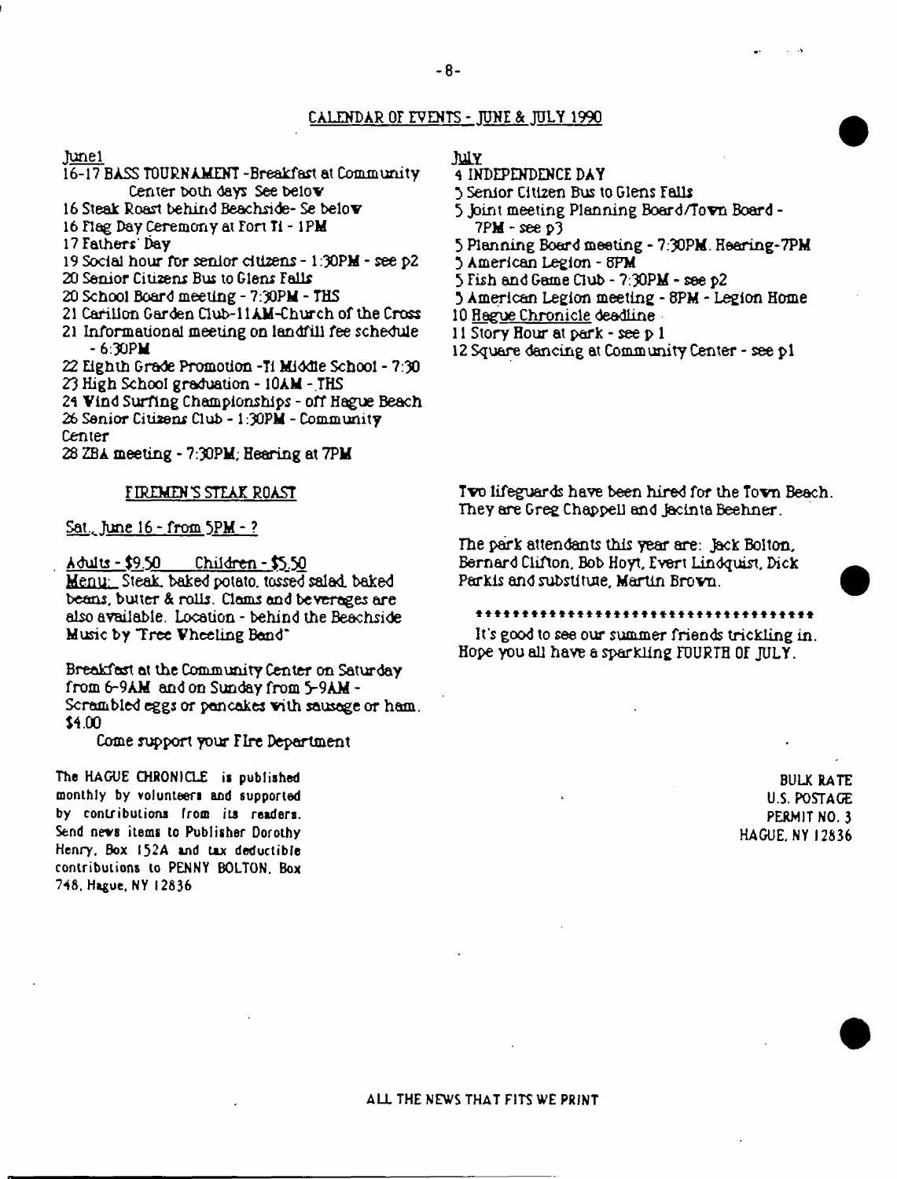## CALENDAR OF EVENTS - JUNE & JULY 1990

June

16-17 BASS TOURNAMENT -Breakfast at Community Center both days See below
16 Steak Roast behind Beachside- Se below
16 Flag Day Ceremony at Fort Ti - 1PM
17 Fathers' Day
19 Social hour for senior citizens - 1:30PM - see p2
20 Senior Citizens Bus to Glens Falls
20 School Board meeting - 7:30PM - THS
21 Carillon Garden Club-11AM-Church of the Cross
21 Informational meeting on landfill fee schedule - 6:30PM
22 Eighth Grade Promotion -Ti Middle School - 7:30
23 High School graduation - 10AM - THS
24 Wind Surfing Championships - off Hague Beach
26 Senior Citizens Club - 1:30PM - Community Center
28 ZBA meeting - 7:30PM; Hearing at 7PM

### FIREMEN'S STEAK ROAST

Sat., June 16 - from 5PM - ?

Adults - $9.50 Children - $5.50

Menu: Steak, baked potato, tossed salad, baked beans, butter & rolls. Clams and beverages are also available. Location - behind the Beachside Music by "Tree Wheeling Band"

Breakfast at the Community Center on Saturday from 6-9AM and on Sunday from 5-9AM - Scrambled eggs or pancakes with sausage or ham. $4.00

Come support your Fire Department

The HAGUE CHRONICLE is published monthly by volunteers and supported by contributions from its readers. Send news items to Publisher Dorothy Henry, Box 152A and tax deductible contributions to PENNY BOLTON, Box 748, Hague, NY 12836

July

4 INDEPENDENCE DAY
5 Senior Citizen Bus to Glens Falls
5 Joint meeting Planning Board/Town Board - 7PM - see p3
5 Planning Board meeting - 7:30PM. Hearing-7PM
5 American Legion - 8PM
5 Fish and Game Club - 7:30PM - see p2
5 American Legion meeting - 8PM - Legion Home
10 Hague Chronicle deadline
11 Story Hour at park - see p 1
12 Square dancing at Community Center - see p1

Two lifeguards have been hired for the Town Beach. They are Greg Chappell and Jacinta Beehner.

The park attendants this year are: Jack Bolton, Bernard Clifton, Bob Hoyt, Evert Lindquist, Dick Parkis and substitute, Martin Brown.

*************************************

It's good to see our summer friends trickling in. Hope you all have a sparkling FOURTH OF JULY.

BULK RATE
U.S. POSTAGE
PERMIT NO. 3
HAGUE, NY 12836

ALL THE NEWS THAT FITS WE PRINT